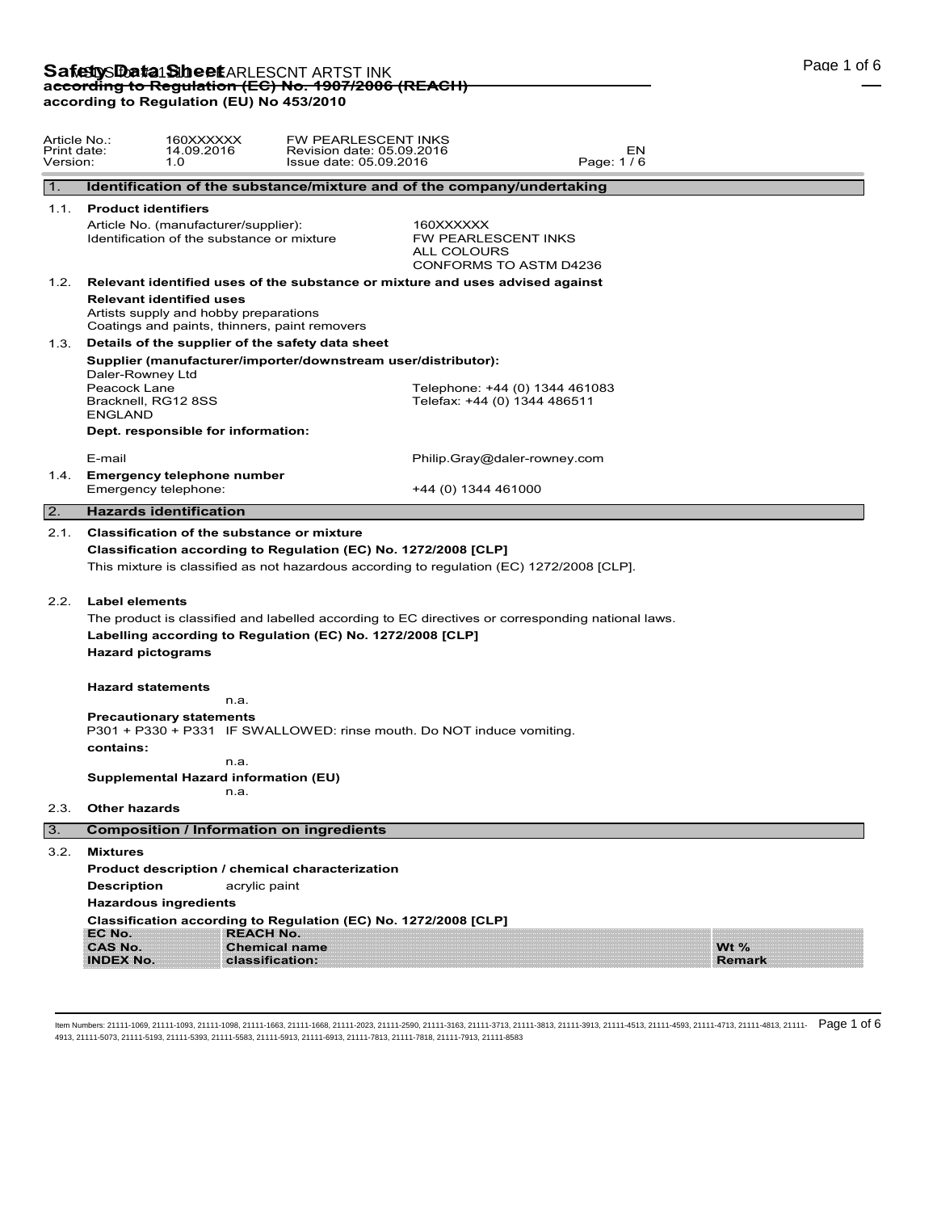# Safety Data Sheet

MSDS 0431 FW PEARLESCNT ARTST INK

**according to Regulation (EC) No. 1907/2006 (REACH)**

**according to Regulation (EU) No 453/2010**

| | | | |
|---|---|---|---|
| Article No.: | 160XXXXXX | FW PEARLESCENT INKS | |
| Print date: | 14.09.2016 | Revision date: 05.09.2016 | EN |
| Version: | 1.0 | Issue date: 05.09.2016 | Page: 1 / 6 |

## 1. Identification of the substance/mixture and of the company/undertaking

**1.1. Product identifiers**

Article No. (manufacturer/supplier): 160XXXXXX

Identification of the substance or mixture: FW PEARLESCENT INKS
ALL COLOURS
CONFORMS TO ASTM D4236

**1.2. Relevant identified uses of the substance or mixture and uses advised against**

**Relevant identified uses**

Artists supply and hobby preparations
Coatings and paints, thinners, paint removers

**1.3. Details of the supplier of the safety data sheet**

**Supplier (manufacturer/importer/downstream user/distributor):**

Daler-Rowney Ltd
Peacock Lane
Bracknell, RG12 8SS
ENGLAND

Telephone: +44 (0) 1344 461083
Telefax: +44 (0) 1344 486511

**Dept. responsible for information:**

E-mail: Philip.Gray@daler-rowney.com

**1.4. Emergency telephone number**

Emergency telephone: +44 (0) 1344 461000

## 2. Hazards identification

**2.1. Classification of the substance or mixture**

**Classification according to Regulation (EC) No. 1272/2008 [CLP]**

This mixture is classified as not hazardous according to regulation (EC) 1272/2008 [CLP].

**2.2. Label elements**

The product is classified and labelled according to EC directives or corresponding national laws.

**Labelling according to Regulation (EC) No. 1272/2008 [CLP]**

**Hazard pictograms**

**Hazard statements**

n.a.

**Precautionary statements**

P301 + P330 + P331 IF SWALLOWED: rinse mouth. Do NOT induce vomiting.

**contains:**

n.a.

**Supplemental Hazard information (EU)**

n.a.

**2.3. Other hazards**

## 3. Composition / Information on ingredients

**3.2. Mixtures**

**Product description / chemical characterization**

**Description** acrylic paint

**Hazardous ingredients**

**Classification according to Regulation (EC) No. 1272/2008 [CLP]**

| EC No. / CAS No. / INDEX No. | REACH No. / Chemical name / classification: | Wt % / Remark |
|---|---|---|

Item Numbers: 21111-1069, 21111-1093, 21111-1098, 21111-1663, 21111-1668, 21111-2023, 21111-2590, 21111-3163, 21111-3713, 21111-3813, 21111-3913, 21111-4513, 21111-4593, 21111-4713, 21111-4813, 21111-4913, 21111-5073, 21111-5193, 21111-5393, 21111-5583, 21111-5913, 21111-6913, 21111-7813, 21111-7818, 21111-7913, 21111-8583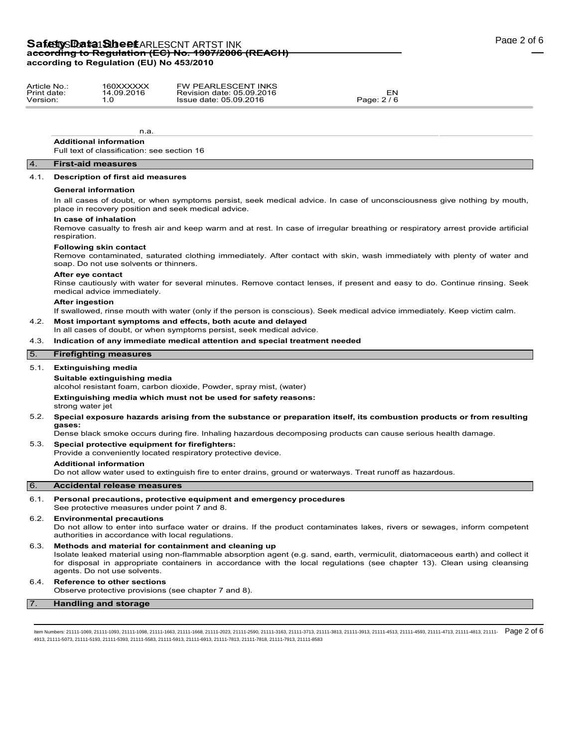n.a.

**Additional information**

Full text of classification: see section 16

## 4. First-aid measures

### 4.1. Description of first aid measures

**General information**

In all cases of doubt, or when symptoms persist, seek medical advice. In case of unconsciousness give nothing by mouth, place in recovery position and seek medical advice.

**In case of inhalation**

Remove casualty to fresh air and keep warm and at rest. In case of irregular breathing or respiratory arrest provide artificial respiration.

**Following skin contact**

Remove contaminated, saturated clothing immediately. After contact with skin, wash immediately with plenty of water and soap. Do not use solvents or thinners.

**After eye contact**

Rinse cautiously with water for several minutes. Remove contact lenses, if present and easy to do. Continue rinsing. Seek medical advice immediately.

**After ingestion**

If swallowed, rinse mouth with water (only if the person is conscious). Seek medical advice immediately. Keep victim calm.

### 4.2. Most important symptoms and effects, both acute and delayed

In all cases of doubt, or when symptoms persist, seek medical advice.

### 4.3. Indication of any immediate medical attention and special treatment needed

## 5. Firefighting measures

### 5.1. Extinguishing media

**Suitable extinguishing media**

alcohol resistant foam, carbon dioxide, Powder, spray mist, (water)

**Extinguishing media which must not be used for safety reasons:**

strong water jet

### 5.2. Special exposure hazards arising from the substance or preparation itself, its combustion products or from resulting gases:

Dense black smoke occurs during fire. Inhaling hazardous decomposing products can cause serious health damage.

### 5.3. Special protective equipment for firefighters:

Provide a conveniently located respiratory protective device.

**Additional information**

Do not allow water used to extinguish fire to enter drains, ground or waterways. Treat runoff as hazardous.

## 6. Accidental release measures

### 6.1. Personal precautions, protective equipment and emergency procedures

See protective measures under point 7 and 8.

### 6.2. Environmental precautions

Do not allow to enter into surface water or drains. If the product contaminates lakes, rivers or sewages, inform competent authorities in accordance with local regulations.

### 6.3. Methods and material for containment and cleaning up

Isolate leaked material using non-flammable absorption agent (e.g. sand, earth, vermiculit, diatomaceous earth) and collect it for disposal in appropriate containers in accordance with the local regulations (see chapter 13). Clean using cleansing agents. Do not use solvents.

### 6.4. Reference to other sections

Observe protective provisions (see chapter 7 and 8).

## 7. Handling and storage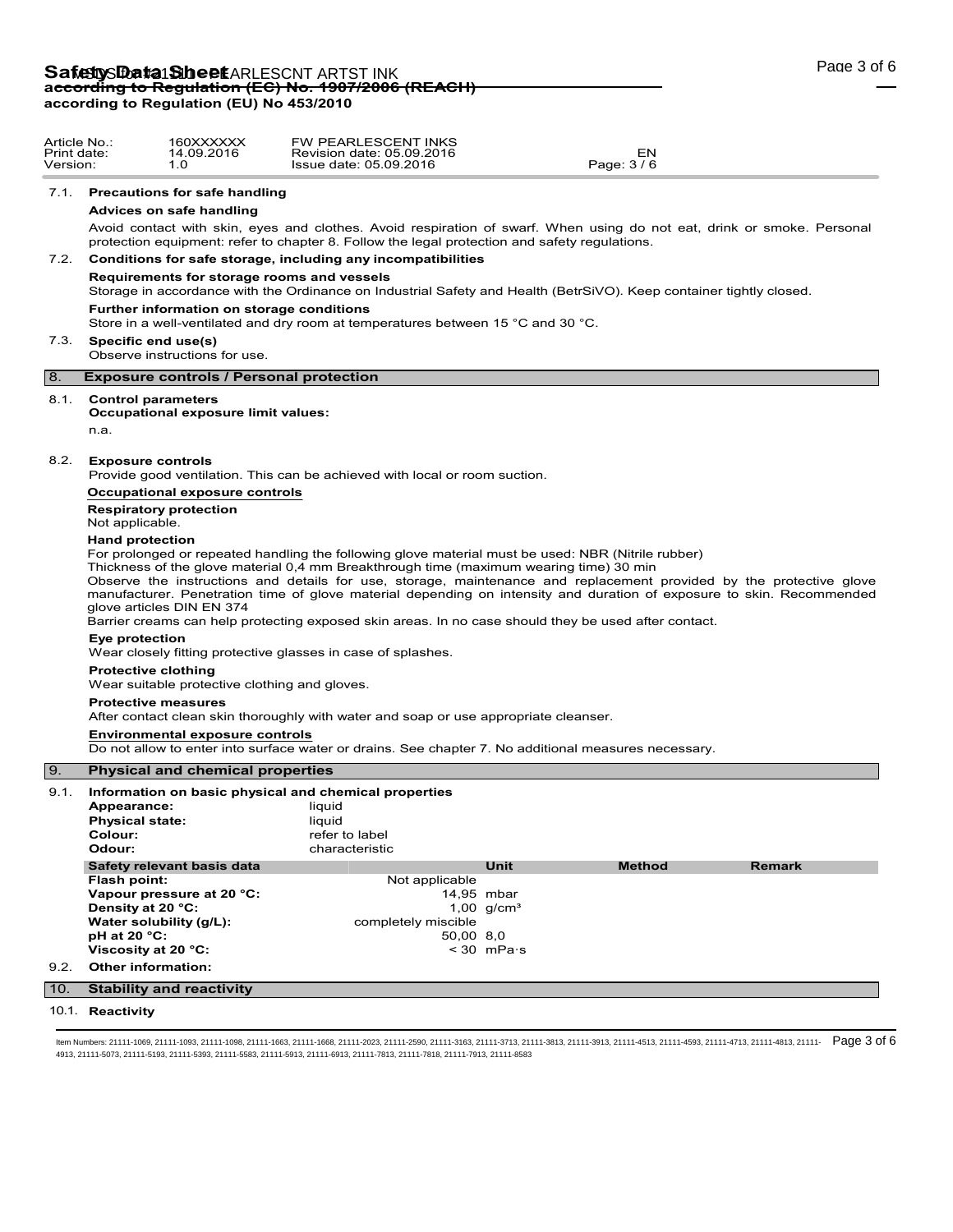| Article No.: | 160XXXXXX | FW PEARLESCENT INKS | |
|---|---|---|---|
| Print date: | 14.09.2016 | Revision date: 05.09.2016 | EN |
| Version: | 1.0 | Issue date: 05.09.2016 | Page: 3 / 6 |

### 7.1. Precautions for safe handling

**Advices on safe handling**

Avoid contact with skin, eyes and clothes. Avoid respiration of swarf. When using do not eat, drink or smoke. Personal protection equipment: refer to chapter 8. Follow the legal protection and safety regulations.

### 7.2. Conditions for safe storage, including any incompatibilities

**Requirements for storage rooms and vessels**

Storage in accordance with the Ordinance on Industrial Safety and Health (BetrSiVO). Keep container tightly closed.

**Further information on storage conditions**

Store in a well-ventilated and dry room at temperatures between 15 °C and 30 °C.

### 7.3. Specific end use(s)

Observe instructions for use.

## 8. Exposure controls / Personal protection

### 8.1. Control parameters

**Occupational exposure limit values:**

n.a.

### 8.2. Exposure controls

Provide good ventilation. This can be achieved with local or room suction.

**Occupational exposure controls**

**Respiratory protection**

Not applicable.

**Hand protection**

For prolonged or repeated handling the following glove material must be used: NBR (Nitrile rubber)

Thickness of the glove material 0,4 mm Breakthrough time (maximum wearing time) 30 min

Observe the instructions and details for use, storage, maintenance and replacement provided by the protective glove manufacturer. Penetration time of glove material depending on intensity and duration of exposure to skin. Recommended glove articles DIN EN 374

Barrier creams can help protecting exposed skin areas. In no case should they be used after contact.

**Eye protection**

Wear closely fitting protective glasses in case of splashes.

**Protective clothing**

Wear suitable protective clothing and gloves.

**Protective measures**

After contact clean skin thoroughly with water and soap or use appropriate cleanser.

**Environmental exposure controls**

Do not allow to enter into surface water or drains. See chapter 7. No additional measures necessary.

## 9. Physical and chemical properties

### 9.1. Information on basic physical and chemical properties

**Appearance:** liquid
**Physical state:** liquid
**Colour:** refer to label
**Odour:** characteristic

| Safety relevant basis data | | Unit | Method | Remark |
|---|---|---|---|---|
| Flash point: | Not applicable | | | |
| Vapour pressure at 20 °C: | 14,95 | mbar | | |
| Density at 20 °C: | 1,00 | g/cm³ | | |
| Water solubility (g/L): | completely miscible | | | |
| pH at 20 °C: | 50,00 | 8,0 | | |
| Viscosity at 20 °C: | < 30 | mPa·s | | |

### 9.2. Other information:

## 10. Stability and reactivity

### 10.1. Reactivity

Item Numbers: 21111-1069, 21111-1093, 21111-1098, 21111-1663, 21111-1668, 21111-2023, 21111-2590, 21111-3163, 21111-3713, 21111-3813, 21111-3913, 21111-4513, 21111-4593, 21111-4713, 21111-4813, 21111-4913, 21111-5073, 21111-5193, 21111-5393, 21111-5583, 21111-5913, 21111-6913, 21111-7813, 21111-7818, 21111-7913, 21111-8583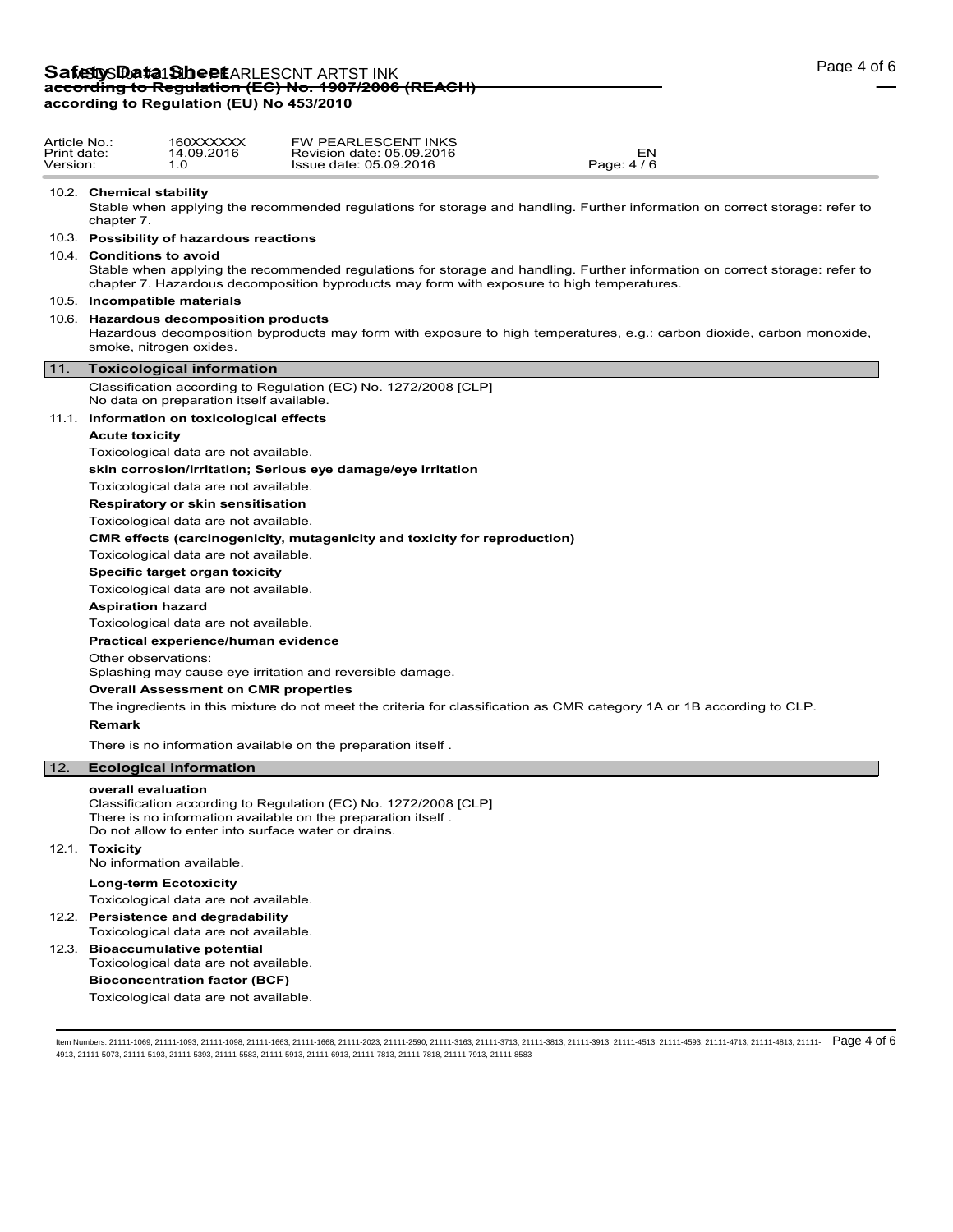10.2. **Chemical stability**

Stable when applying the recommended regulations for storage and handling. Further information on correct storage: refer to chapter 7.

10.3. **Possibility of hazardous reactions**

10.4. **Conditions to avoid**

Stable when applying the recommended regulations for storage and handling. Further information on correct storage: refer to chapter 7. Hazardous decomposition byproducts may form with exposure to high temperatures.

10.5. **Incompatible materials**

10.6. **Hazardous decomposition products**

Hazardous decomposition byproducts may form with exposure to high temperatures, e.g.: carbon dioxide, carbon monoxide, smoke, nitrogen oxides.

## 11. Toxicological information

Classification according to Regulation (EC) No. 1272/2008 [CLP]
No data on preparation itself available.

11.1. **Information on toxicological effects**

**Acute toxicity**

Toxicological data are not available.

**skin corrosion/irritation; Serious eye damage/eye irritation**

Toxicological data are not available.

**Respiratory or skin sensitisation**

Toxicological data are not available.

**CMR effects (carcinogenicity, mutagenicity and toxicity for reproduction)**

Toxicological data are not available.

**Specific target organ toxicity**

Toxicological data are not available.

**Aspiration hazard**

Toxicological data are not available.

**Practical experience/human evidence**

Other observations:
Splashing may cause eye irritation and reversible damage.

**Overall Assessment on CMR properties**

The ingredients in this mixture do not meet the criteria for classification as CMR category 1A or 1B according to CLP.

**Remark**

There is no information available on the preparation itself .

## 12. Ecological information

**overall evaluation**

Classification according to Regulation (EC) No. 1272/2008 [CLP]
There is no information available on the preparation itself .
Do not allow to enter into surface water or drains.

12.1. **Toxicity**

No information available.

**Long-term Ecotoxicity**

Toxicological data are not available.

12.2. **Persistence and degradability**

Toxicological data are not available.

12.3. **Bioaccumulative potential**

Toxicological data are not available.

**Bioconcentration factor (BCF)**

Toxicological data are not available.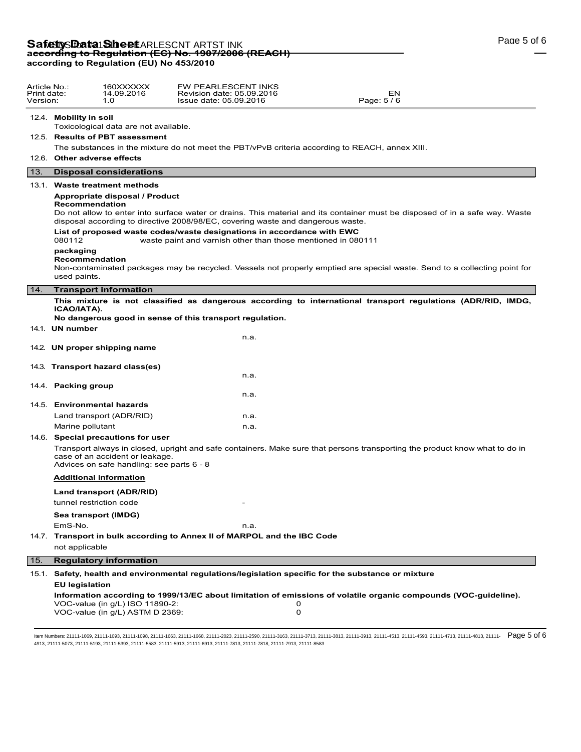| | | | |
|---|---|---|---|
| Article No.: | 160XXXXXX | FW PEARLESCENT INKS | |
| Print date: | 14.09.2016 | Revision date: 05.09.2016 | EN |
| Version: | 1.0 | Issue date: 05.09.2016 | Page: 5 / 6 |

**12.4. Mobility in soil**

Toxicological data are not available.

**12.5. Results of PBT assessment**

The substances in the mixture do not meet the PBT/vPvB criteria according to REACH, annex XIII.

**12.6. Other adverse effects**

## 13. Disposal considerations

**13.1. Waste treatment methods**

**Appropriate disposal / Product**

**Recommendation**

Do not allow to enter into surface water or drains. This material and its container must be disposed of in a safe way. Waste disposal according to directive 2008/98/EC, covering waste and dangerous waste.

**List of proposed waste codes/waste designations in accordance with EWC**

080112 waste paint and varnish other than those mentioned in 080111

**packaging**

**Recommendation**

Non-contaminated packages may be recycled. Vessels not properly emptied are special waste. Send to a collecting point for used paints.

## 14. Transport information

**This mixture is not classified as dangerous according to international transport regulations (ADR/RID, IMDG, ICAO/IATA).**

**No dangerous good in sense of this transport regulation.**

**14.1. UN number**

n.a.

**14.2. UN proper shipping name**

**14.3. Transport hazard class(es)**

n.a.

**14.4. Packing group**

n.a.

**14.5. Environmental hazards**

Land transport (ADR/RID) n.a.

Marine pollutant n.a.

**14.6. Special precautions for user**

Transport always in closed, upright and safe containers. Make sure that persons transporting the product know what to do in case of an accident or leakage.

Advices on safe handling: see parts 6 - 8

**Additional information**

**Land transport (ADR/RID)**

tunnel restriction code -

**Sea transport (IMDG)**

EmS-No. n.a.

**14.7. Transport in bulk according to Annex II of MARPOL and the IBC Code**

not applicable

## 15. Regulatory information

**15.1. Safety, health and environmental regulations/legislation specific for the substance or mixture**

**EU legislation**

**Information according to 1999/13/EC about limitation of emissions of volatile organic compounds (VOC-guideline).**

VOC-value (in g/L) ISO 11890-2: 0

VOC-value (in g/L) ASTM D 2369: 0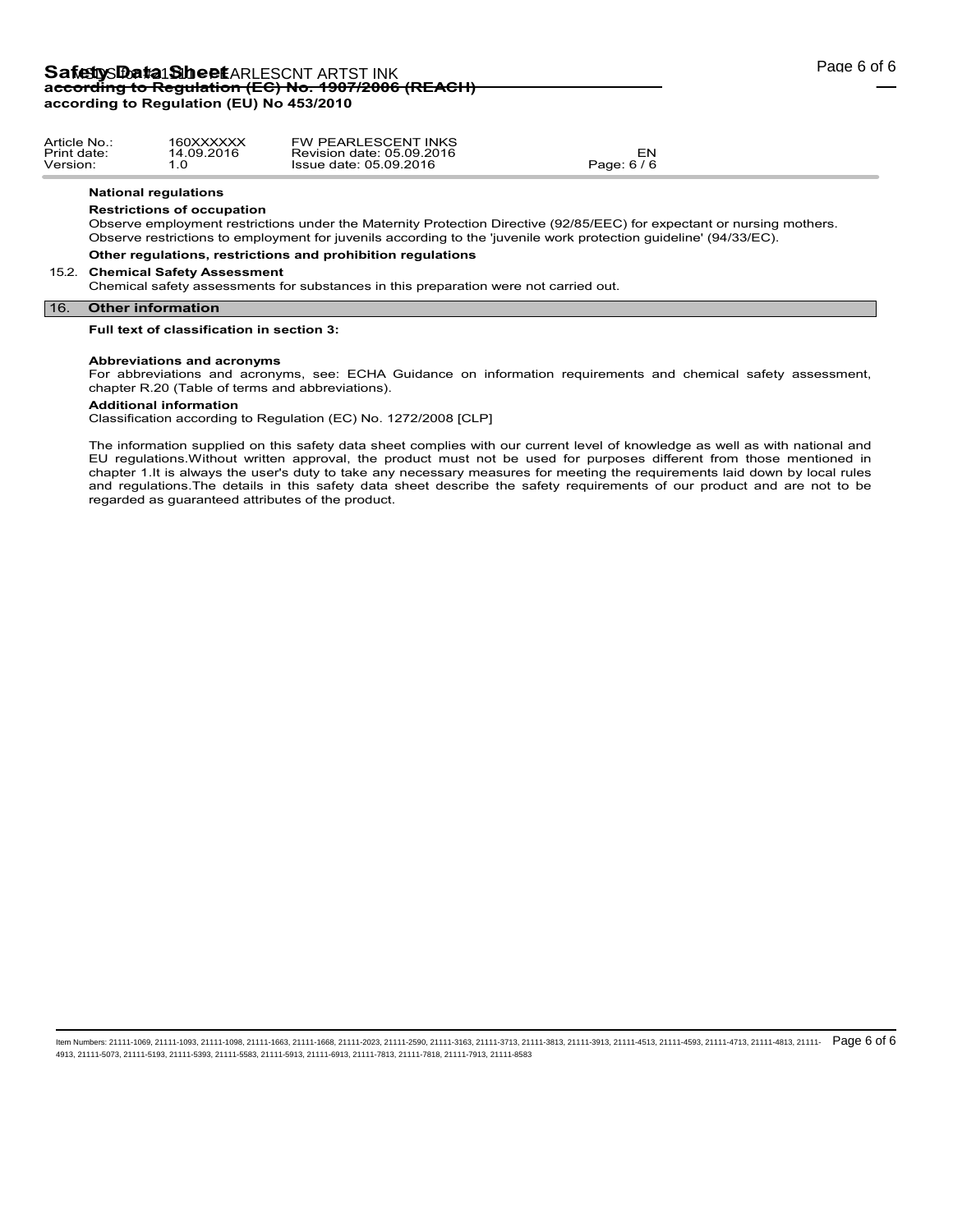**National regulations**

**Restrictions of occupation**

Observe employment restrictions under the Maternity Protection Directive (92/85/EEC) for expectant or nursing mothers. Observe restrictions to employment for juvenils according to the 'juvenile work protection guideline' (94/33/EC).

**Other regulations, restrictions and prohibition regulations**

15.2. **Chemical Safety Assessment**

Chemical safety assessments for substances in this preparation were not carried out.

## 16. Other information

**Full text of classification in section 3:**

**Abbreviations and acronyms**

For abbreviations and acronyms, see: ECHA Guidance on information requirements and chemical safety assessment, chapter R.20 (Table of terms and abbreviations).

**Additional information**

Classification according to Regulation (EC) No. 1272/2008 [CLP]

The information supplied on this safety data sheet complies with our current level of knowledge as well as with national and EU regulations.Without written approval, the product must not be used for purposes different from those mentioned in chapter 1.It is always the user's duty to take any necessary measures for meeting the requirements laid down by local rules and regulations.The details in this safety data sheet describe the safety requirements of our product and are not to be regarded as guaranteed attributes of the product.